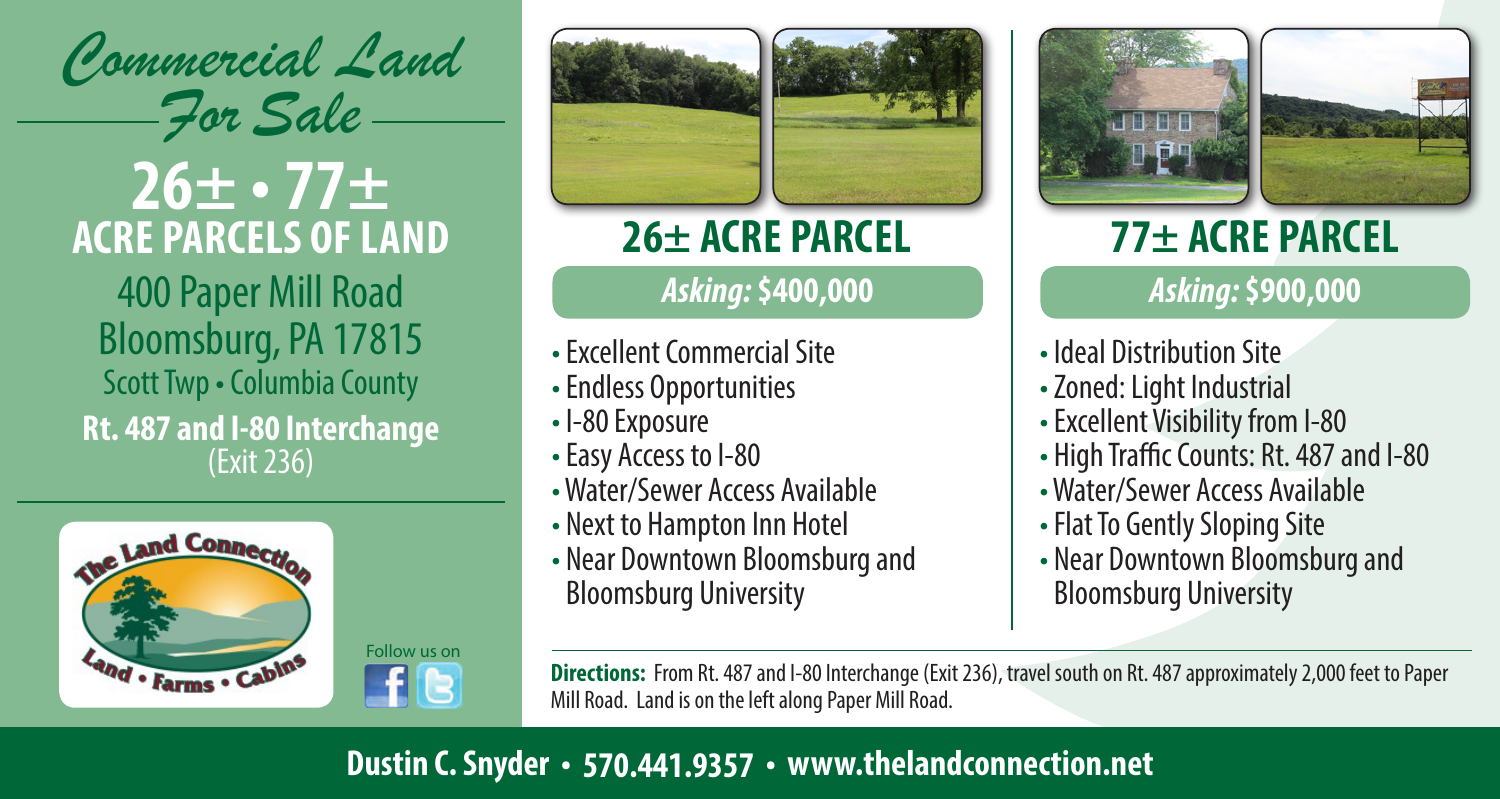# Commercial Land For Sale

## 26± • 77± ACRE PARCELS OF LAND

400 Paper Mill Road
Bloomsburg, PA 17815
Scott Twp • Columbia County

**Rt. 487 and I-80 Interchange**
(Exit 236)

Follow us on

## 26± ACRE PARCEL

***Asking:* $400,000**

- Excellent Commercial Site
- Endless Opportunities
- I-80 Exposure
- Easy Access to I-80
- Water/Sewer Access Available
- Next to Hampton Inn Hotel
- Near Downtown Bloomsburg and Bloomsburg University

## 77± ACRE PARCEL

***Asking:* $900,000**

- Ideal Distribution Site
- Zoned: Light Industrial
- Excellent Visibility from I-80
- High Traffic Counts: Rt. 487 and I-80
- Water/Sewer Access Available
- Flat To Gently Sloping Site
- Near Downtown Bloomsburg and Bloomsburg University

**Directions:** From Rt. 487 and I-80 Interchange (Exit 236), travel south on Rt. 487 approximately 2,000 feet to Paper Mill Road. Land is on the left along Paper Mill Road.

**Dustin C. Snyder • 570.441.9357 • www.thelandconnection.net**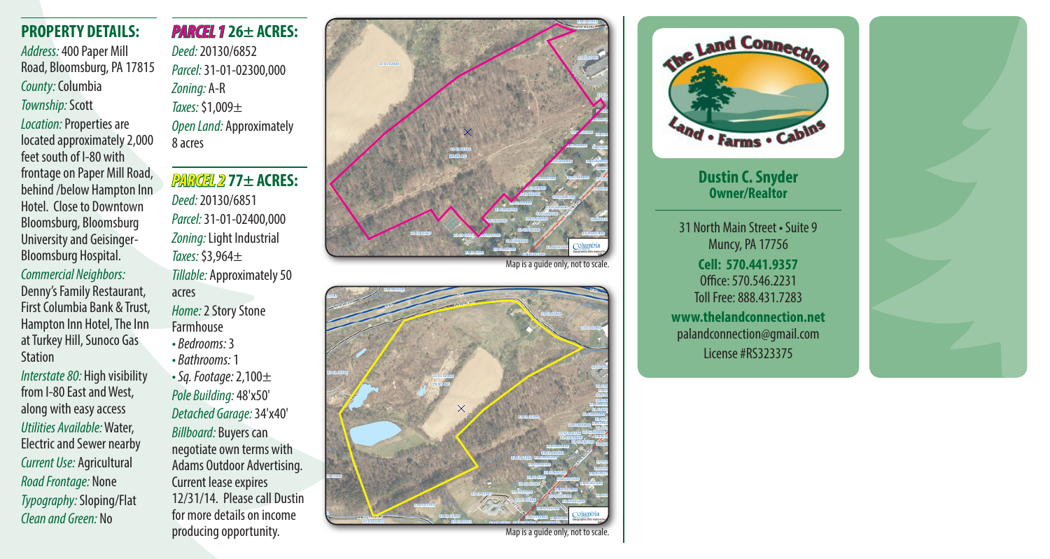## PROPERTY DETAILS:

*Address:* 400 Paper Mill Road, Bloomsburg, PA 17815

*County:* Columbia

*Township:* Scott

*Location:* Properties are located approximately 2,000 feet south of I-80 with frontage on Paper Mill Road, behind /below Hampton Inn Hotel. Close to Downtown Bloomsburg, Bloomsburg University and Geisinger-Bloomsburg Hospital.

*Commercial Neighbors:* Denny's Family Restaurant, First Columbia Bank & Trust, Hampton Inn Hotel, The Inn at Turkey Hill, Sunoco Gas Station

*Interstate 80:* High visibility from I-80 East and West, along with easy access

*Utilities Available:* Water, Electric and Sewer nearby

*Current Use:* Agricultural

*Road Frontage:* None

*Typography:* Sloping/Flat

*Clean and Green:* No

## *PARCEL 1* 26± ACRES:

*Deed:* 20130/6852

*Parcel:* 31-01-02300,000

*Zoning:* A-R

*Taxes:* $1,009±

*Open Land:* Approximately 8 acres

## *PARCEL 2* 77± ACRES:

*Deed:* 20130/6851

*Parcel:* 31-01-02400,000

*Zoning:* Light Industrial

*Taxes:* $3,964±

*Tillable:* Approximately 50 acres

*Home:* 2 Story Stone Farmhouse

- *Bedrooms:* 3
- *Bathrooms:* 1
- *Sq. Footage:* 2,100±

*Pole Building:* 48'x50'

*Detached Garage:* 34'x40'

*Billboard:* Buyers can negotiate own terms with Adams Outdoor Advertising. Current lease expires 12/31/14. Please call Dustin for more details on income producing opportunity.

Map is a guide only, not to scale.

Map is a guide only, not to scale.

The Land Connection

Land • Farms • Cabins

**Dustin C. Snyder**
**Owner/Realtor**

31 North Main Street • Suite 9
Muncy, PA 17756

**Cell: 570.441.9357**
Office: 570.546.2231
Toll Free: 888.431.7283

**www.thelandconnection.net**
palandconnection@gmail.com
License #RS323375